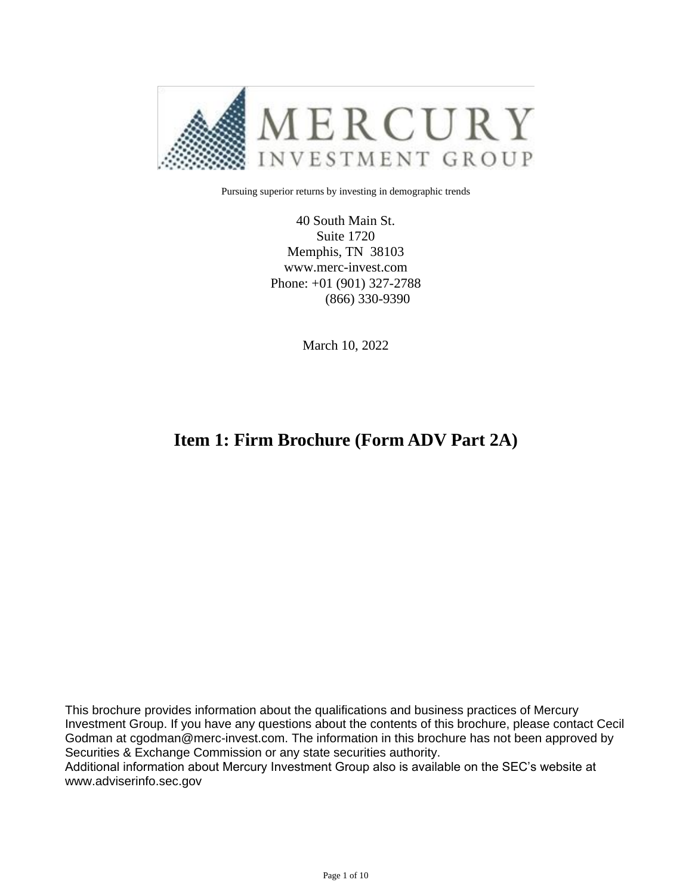MERCURY INVESTMENT GROUP

Pursuing superior returns by investing in demographic trends

40 South Main St.
Suite 1720
Memphis, TN 38103
www.merc-invest.com
Phone: +01 (901) 327-2788
(866) 330-9390

March 10, 2022

# Item 1: Firm Brochure (Form ADV Part 2A)

This brochure provides information about the qualifications and business practices of Mercury Investment Group. If you have any questions about the contents of this brochure, please contact Cecil Godman at cgodman@merc-invest.com. The information in this brochure has not been approved by Securities & Exchange Commission or any state securities authority.
Additional information about Mercury Investment Group also is available on the SEC's website at www.adviserinfo.sec.gov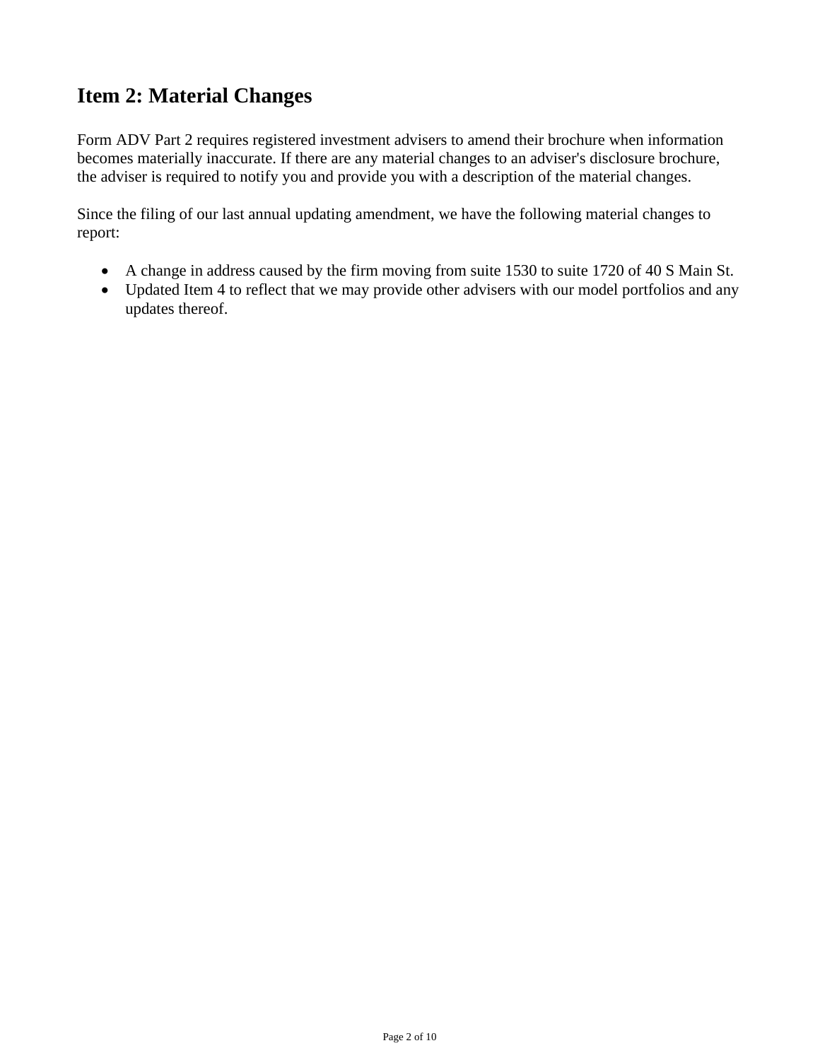## Item 2: Material Changes

Form ADV Part 2 requires registered investment advisers to amend their brochure when information becomes materially inaccurate. If there are any material changes to an adviser's disclosure brochure, the adviser is required to notify you and provide you with a description of the material changes.

Since the filing of our last annual updating amendment, we have the following material changes to report:

- A change in address caused by the firm moving from suite 1530 to suite 1720 of 40 S Main St.
- Updated Item 4 to reflect that we may provide other advisers with our model portfolios and any updates thereof.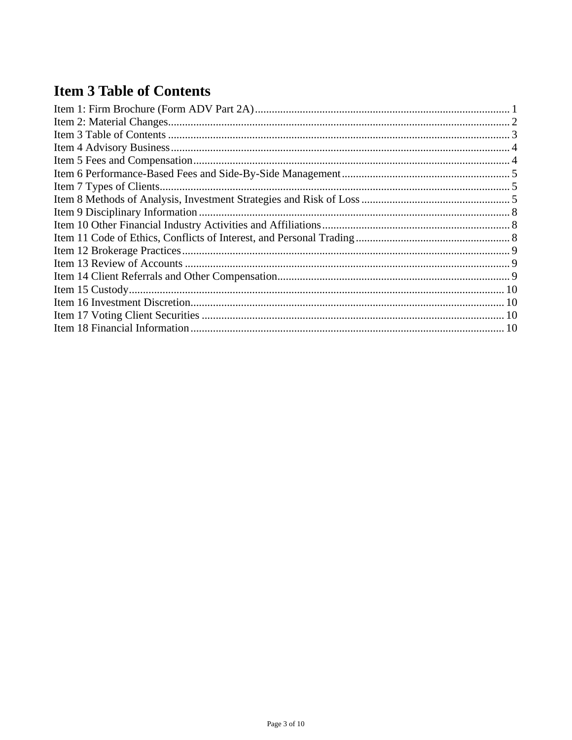# Item 3 Table of Contents

Item 1: Firm Brochure (Form ADV Part 2A) .......... 1
Item 2: Material Changes .......... 2
Item 3 Table of Contents .......... 3
Item 4 Advisory Business .......... 4
Item 5 Fees and Compensation .......... 4
Item 6 Performance-Based Fees and Side-By-Side Management .......... 5
Item 7 Types of Clients .......... 5
Item 8 Methods of Analysis, Investment Strategies and Risk of Loss .......... 5
Item 9 Disciplinary Information .......... 8
Item 10 Other Financial Industry Activities and Affiliations .......... 8
Item 11 Code of Ethics, Conflicts of Interest, and Personal Trading .......... 8
Item 12 Brokerage Practices .......... 9
Item 13 Review of Accounts .......... 9
Item 14 Client Referrals and Other Compensation .......... 9
Item 15 Custody .......... 10
Item 16 Investment Discretion .......... 10
Item 17 Voting Client Securities .......... 10
Item 18 Financial Information .......... 10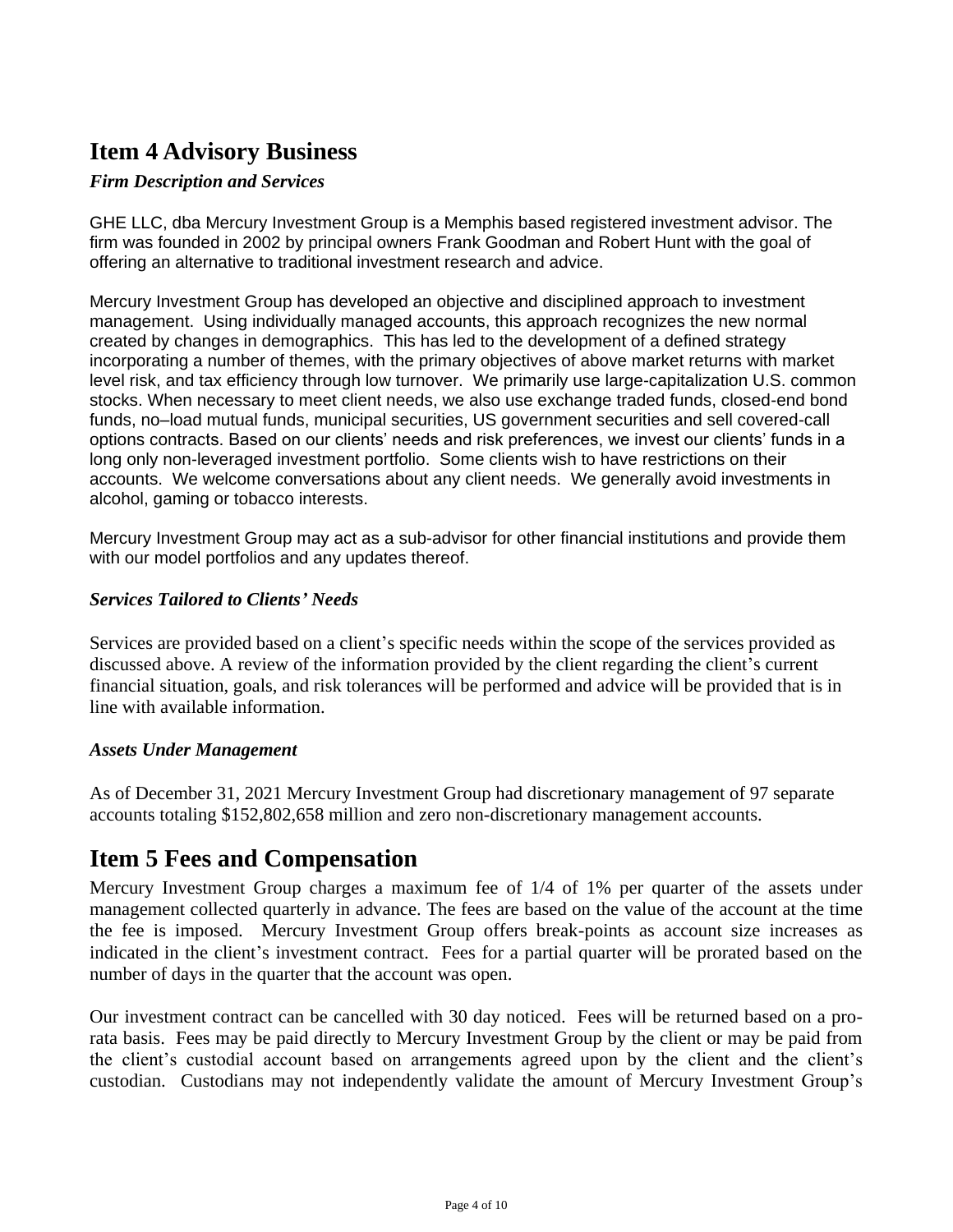# Item 4 Advisory Business

### *Firm Description and Services*

GHE LLC, dba Mercury Investment Group is a Memphis based registered investment advisor. The firm was founded in 2002 by principal owners Frank Goodman and Robert Hunt with the goal of offering an alternative to traditional investment research and advice.

Mercury Investment Group has developed an objective and disciplined approach to investment management. Using individually managed accounts, this approach recognizes the new normal created by changes in demographics. This has led to the development of a defined strategy incorporating a number of themes, with the primary objectives of above market returns with market level risk, and tax efficiency through low turnover. We primarily use large-capitalization U.S. common stocks. When necessary to meet client needs, we also use exchange traded funds, closed-end bond funds, no–load mutual funds, municipal securities, US government securities and sell covered-call options contracts. Based on our clients' needs and risk preferences, we invest our clients' funds in a long only non-leveraged investment portfolio. Some clients wish to have restrictions on their accounts. We welcome conversations about any client needs. We generally avoid investments in alcohol, gaming or tobacco interests.

Mercury Investment Group may act as a sub-advisor for other financial institutions and provide them with our model portfolios and any updates thereof.

### *Services Tailored to Clients' Needs*

Services are provided based on a client's specific needs within the scope of the services provided as discussed above. A review of the information provided by the client regarding the client's current financial situation, goals, and risk tolerances will be performed and advice will be provided that is in line with available information.

### *Assets Under Management*

As of December 31, 2021 Mercury Investment Group had discretionary management of 97 separate accounts totaling $152,802,658 million and zero non-discretionary management accounts.

# Item 5 Fees and Compensation

Mercury Investment Group charges a maximum fee of 1/4 of 1% per quarter of the assets under management collected quarterly in advance. The fees are based on the value of the account at the time the fee is imposed. Mercury Investment Group offers break-points as account size increases as indicated in the client's investment contract. Fees for a partial quarter will be prorated based on the number of days in the quarter that the account was open.

Our investment contract can be cancelled with 30 day noticed. Fees will be returned based on a pro-rata basis. Fees may be paid directly to Mercury Investment Group by the client or may be paid from the client's custodial account based on arrangements agreed upon by the client and the client's custodian. Custodians may not independently validate the amount of Mercury Investment Group's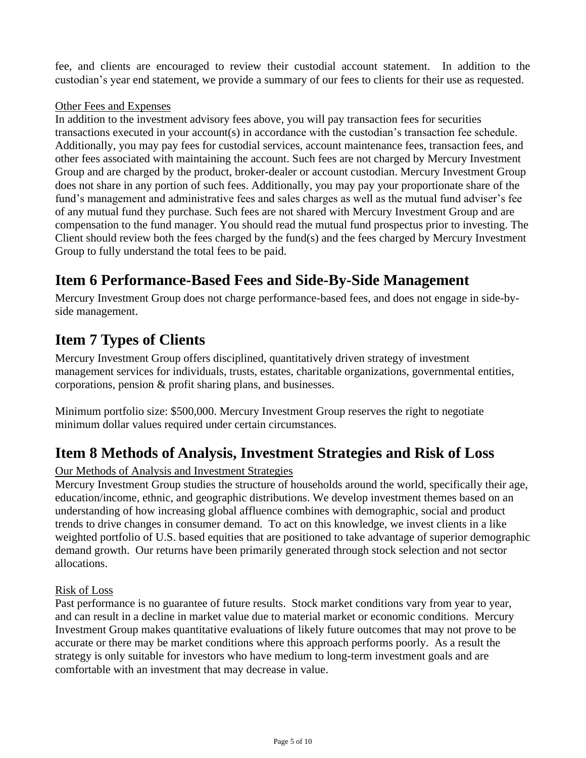fee, and clients are encouraged to review their custodial account statement. In addition to the custodian's year end statement, we provide a summary of our fees to clients for their use as requested.

Other Fees and Expenses

In addition to the investment advisory fees above, you will pay transaction fees for securities transactions executed in your account(s) in accordance with the custodian's transaction fee schedule. Additionally, you may pay fees for custodial services, account maintenance fees, transaction fees, and other fees associated with maintaining the account. Such fees are not charged by Mercury Investment Group and are charged by the product, broker-dealer or account custodian. Mercury Investment Group does not share in any portion of such fees. Additionally, you may pay your proportionate share of the fund's management and administrative fees and sales charges as well as the mutual fund adviser's fee of any mutual fund they purchase. Such fees are not shared with Mercury Investment Group and are compensation to the fund manager. You should read the mutual fund prospectus prior to investing. The Client should review both the fees charged by the fund(s) and the fees charged by Mercury Investment Group to fully understand the total fees to be paid.

# Item 6 Performance-Based Fees and Side-By-Side Management

Mercury Investment Group does not charge performance-based fees, and does not engage in side-by-side management.

# Item 7 Types of Clients

Mercury Investment Group offers disciplined, quantitatively driven strategy of investment management services for individuals, trusts, estates, charitable organizations, governmental entities, corporations, pension & profit sharing plans, and businesses.

Minimum portfolio size: $500,000. Mercury Investment Group reserves the right to negotiate minimum dollar values required under certain circumstances.

# Item 8 Methods of Analysis, Investment Strategies and Risk of Loss

Our Methods of Analysis and Investment Strategies

Mercury Investment Group studies the structure of households around the world, specifically their age, education/income, ethnic, and geographic distributions. We develop investment themes based on an understanding of how increasing global affluence combines with demographic, social and product trends to drive changes in consumer demand. To act on this knowledge, we invest clients in a like weighted portfolio of U.S. based equities that are positioned to take advantage of superior demographic demand growth. Our returns have been primarily generated through stock selection and not sector allocations.

Risk of Loss

Past performance is no guarantee of future results. Stock market conditions vary from year to year, and can result in a decline in market value due to material market or economic conditions. Mercury Investment Group makes quantitative evaluations of likely future outcomes that may not prove to be accurate or there may be market conditions where this approach performs poorly. As a result the strategy is only suitable for investors who have medium to long-term investment goals and are comfortable with an investment that may decrease in value.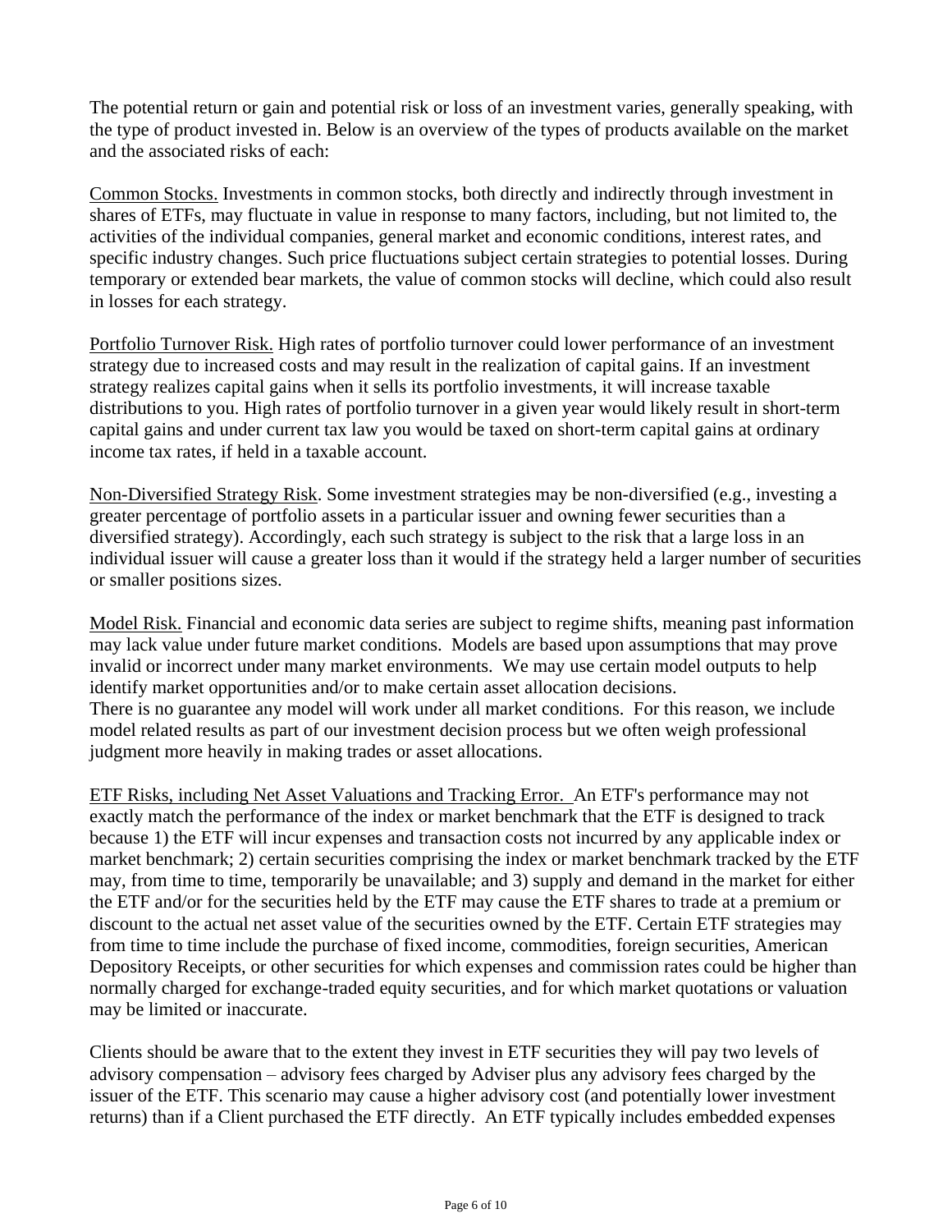The potential return or gain and potential risk or loss of an investment varies, generally speaking, with the type of product invested in. Below is an overview of the types of products available on the market and the associated risks of each:

<u>Common Stocks.</u> Investments in common stocks, both directly and indirectly through investment in shares of ETFs, may fluctuate in value in response to many factors, including, but not limited to, the activities of the individual companies, general market and economic conditions, interest rates, and specific industry changes. Such price fluctuations subject certain strategies to potential losses. During temporary or extended bear markets, the value of common stocks will decline, which could also result in losses for each strategy.

<u>Portfolio Turnover Risk.</u> High rates of portfolio turnover could lower performance of an investment strategy due to increased costs and may result in the realization of capital gains. If an investment strategy realizes capital gains when it sells its portfolio investments, it will increase taxable distributions to you. High rates of portfolio turnover in a given year would likely result in short-term capital gains and under current tax law you would be taxed on short-term capital gains at ordinary income tax rates, if held in a taxable account.

<u>Non-Diversified Strategy Risk</u>. Some investment strategies may be non-diversified (e.g., investing a greater percentage of portfolio assets in a particular issuer and owning fewer securities than a diversified strategy). Accordingly, each such strategy is subject to the risk that a large loss in an individual issuer will cause a greater loss than it would if the strategy held a larger number of securities or smaller positions sizes.

<u>Model Risk.</u> Financial and economic data series are subject to regime shifts, meaning past information may lack value under future market conditions. Models are based upon assumptions that may prove invalid or incorrect under many market environments. We may use certain model outputs to help identify market opportunities and/or to make certain asset allocation decisions.
There is no guarantee any model will work under all market conditions. For this reason, we include model related results as part of our investment decision process but we often weigh professional judgment more heavily in making trades or asset allocations.

<u>ETF Risks, including Net Asset Valuations and Tracking Error.</u> An ETF's performance may not exactly match the performance of the index or market benchmark that the ETF is designed to track because 1) the ETF will incur expenses and transaction costs not incurred by any applicable index or market benchmark; 2) certain securities comprising the index or market benchmark tracked by the ETF may, from time to time, temporarily be unavailable; and 3) supply and demand in the market for either the ETF and/or for the securities held by the ETF may cause the ETF shares to trade at a premium or discount to the actual net asset value of the securities owned by the ETF. Certain ETF strategies may from time to time include the purchase of fixed income, commodities, foreign securities, American Depository Receipts, or other securities for which expenses and commission rates could be higher than normally charged for exchange-traded equity securities, and for which market quotations or valuation may be limited or inaccurate.

Clients should be aware that to the extent they invest in ETF securities they will pay two levels of advisory compensation – advisory fees charged by Adviser plus any advisory fees charged by the issuer of the ETF. This scenario may cause a higher advisory cost (and potentially lower investment returns) than if a Client purchased the ETF directly. An ETF typically includes embedded expenses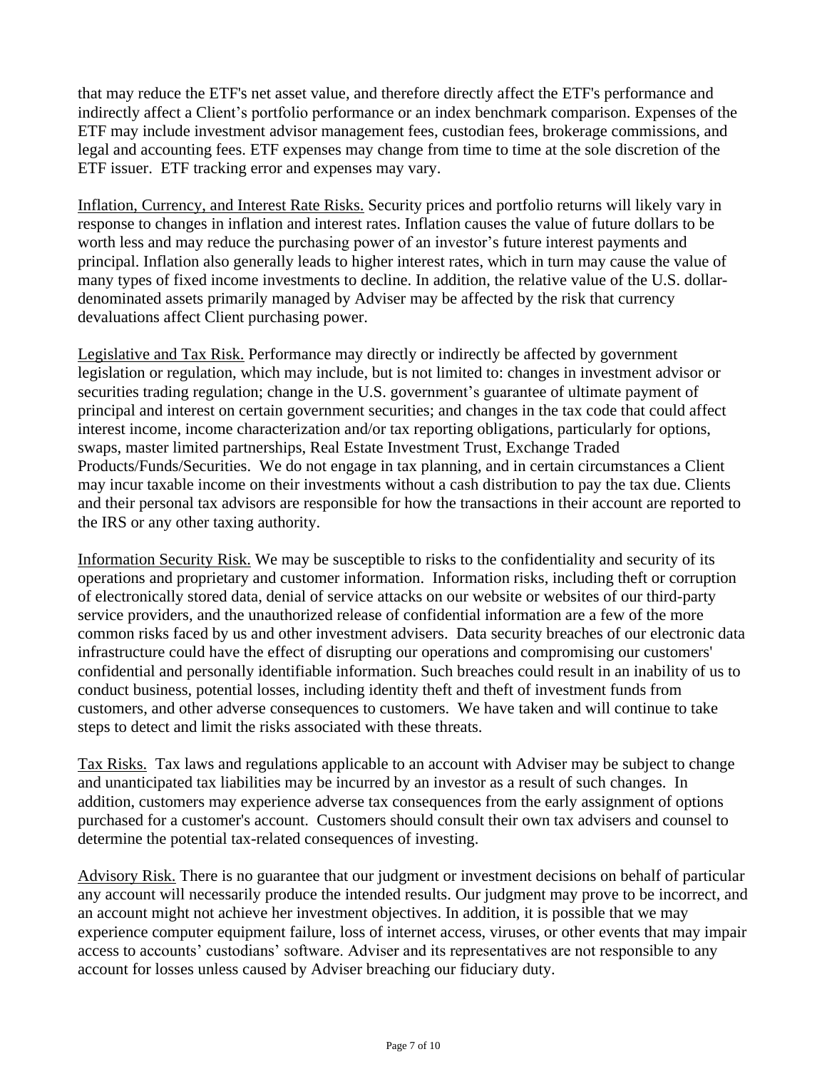that may reduce the ETF's net asset value, and therefore directly affect the ETF's performance and indirectly affect a Client's portfolio performance or an index benchmark comparison. Expenses of the ETF may include investment advisor management fees, custodian fees, brokerage commissions, and legal and accounting fees. ETF expenses may change from time to time at the sole discretion of the ETF issuer. ETF tracking error and expenses may vary.

<u>Inflation, Currency, and Interest Rate Risks.</u> Security prices and portfolio returns will likely vary in response to changes in inflation and interest rates. Inflation causes the value of future dollars to be worth less and may reduce the purchasing power of an investor's future interest payments and principal. Inflation also generally leads to higher interest rates, which in turn may cause the value of many types of fixed income investments to decline. In addition, the relative value of the U.S. dollar-denominated assets primarily managed by Adviser may be affected by the risk that currency devaluations affect Client purchasing power.

<u>Legislative and Tax Risk.</u> Performance may directly or indirectly be affected by government legislation or regulation, which may include, but is not limited to: changes in investment advisor or securities trading regulation; change in the U.S. government's guarantee of ultimate payment of principal and interest on certain government securities; and changes in the tax code that could affect interest income, income characterization and/or tax reporting obligations, particularly for options, swaps, master limited partnerships, Real Estate Investment Trust, Exchange Traded Products/Funds/Securities. We do not engage in tax planning, and in certain circumstances a Client may incur taxable income on their investments without a cash distribution to pay the tax due. Clients and their personal tax advisors are responsible for how the transactions in their account are reported to the IRS or any other taxing authority.

<u>Information Security Risk.</u> We may be susceptible to risks to the confidentiality and security of its operations and proprietary and customer information. Information risks, including theft or corruption of electronically stored data, denial of service attacks on our website or websites of our third-party service providers, and the unauthorized release of confidential information are a few of the more common risks faced by us and other investment advisers. Data security breaches of our electronic data infrastructure could have the effect of disrupting our operations and compromising our customers' confidential and personally identifiable information. Such breaches could result in an inability of us to conduct business, potential losses, including identity theft and theft of investment funds from customers, and other adverse consequences to customers. We have taken and will continue to take steps to detect and limit the risks associated with these threats.

<u>Tax Risks.</u> Tax laws and regulations applicable to an account with Adviser may be subject to change and unanticipated tax liabilities may be incurred by an investor as a result of such changes. In addition, customers may experience adverse tax consequences from the early assignment of options purchased for a customer's account. Customers should consult their own tax advisers and counsel to determine the potential tax-related consequences of investing.

<u>Advisory Risk.</u> There is no guarantee that our judgment or investment decisions on behalf of particular any account will necessarily produce the intended results. Our judgment may prove to be incorrect, and an account might not achieve her investment objectives. In addition, it is possible that we may experience computer equipment failure, loss of internet access, viruses, or other events that may impair access to accounts' custodians' software. Adviser and its representatives are not responsible to any account for losses unless caused by Adviser breaching our fiduciary duty.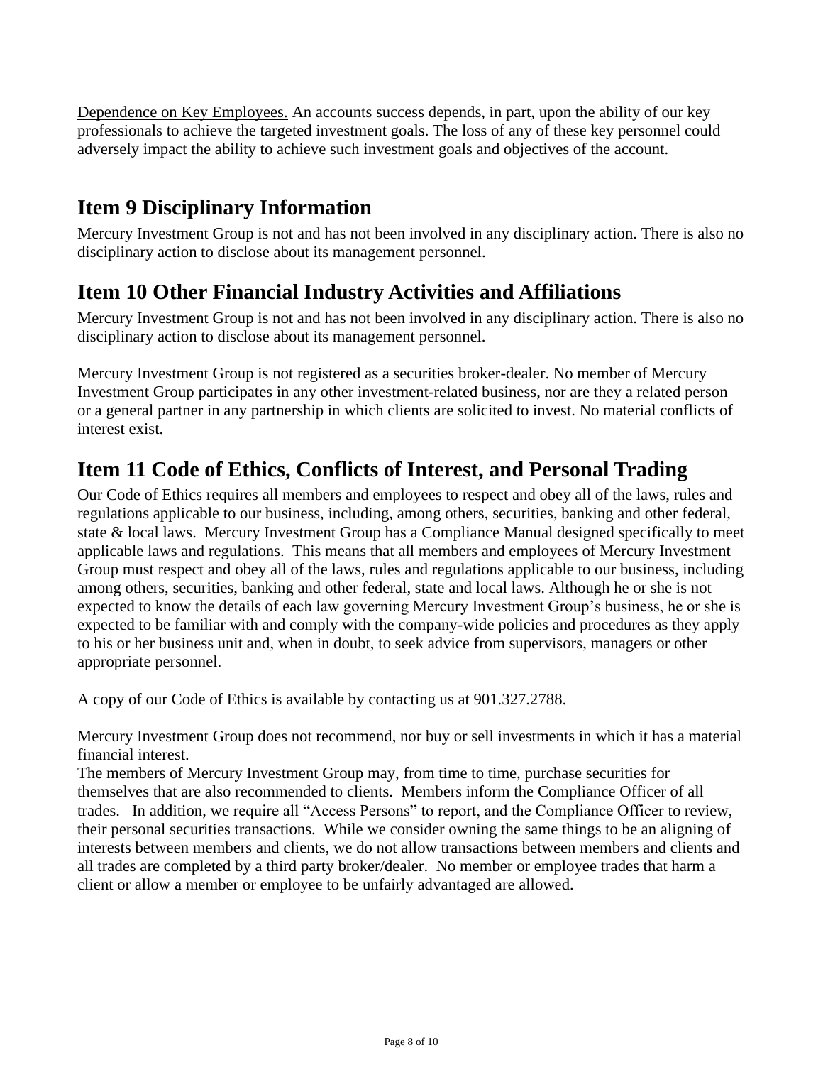Dependence on Key Employees. An accounts success depends, in part, upon the ability of our key professionals to achieve the targeted investment goals. The loss of any of these key personnel could adversely impact the ability to achieve such investment goals and objectives of the account.

## Item 9 Disciplinary Information

Mercury Investment Group is not and has not been involved in any disciplinary action. There is also no disciplinary action to disclose about its management personnel.

## Item 10 Other Financial Industry Activities and Affiliations

Mercury Investment Group is not and has not been involved in any disciplinary action. There is also no disciplinary action to disclose about its management personnel.

Mercury Investment Group is not registered as a securities broker-dealer. No member of Mercury Investment Group participates in any other investment-related business, nor are they a related person or a general partner in any partnership in which clients are solicited to invest. No material conflicts of interest exist.

## Item 11 Code of Ethics, Conflicts of Interest, and Personal Trading

Our Code of Ethics requires all members and employees to respect and obey all of the laws, rules and regulations applicable to our business, including, among others, securities, banking and other federal, state & local laws. Mercury Investment Group has a Compliance Manual designed specifically to meet applicable laws and regulations. This means that all members and employees of Mercury Investment Group must respect and obey all of the laws, rules and regulations applicable to our business, including among others, securities, banking and other federal, state and local laws. Although he or she is not expected to know the details of each law governing Mercury Investment Group's business, he or she is expected to be familiar with and comply with the company-wide policies and procedures as they apply to his or her business unit and, when in doubt, to seek advice from supervisors, managers or other appropriate personnel.

A copy of our Code of Ethics is available by contacting us at 901.327.2788.

Mercury Investment Group does not recommend, nor buy or sell investments in which it has a material financial interest.

The members of Mercury Investment Group may, from time to time, purchase securities for themselves that are also recommended to clients. Members inform the Compliance Officer of all trades. In addition, we require all "Access Persons" to report, and the Compliance Officer to review, their personal securities transactions. While we consider owning the same things to be an aligning of interests between members and clients, we do not allow transactions between members and clients and all trades are completed by a third party broker/dealer. No member or employee trades that harm a client or allow a member or employee to be unfairly advantaged are allowed.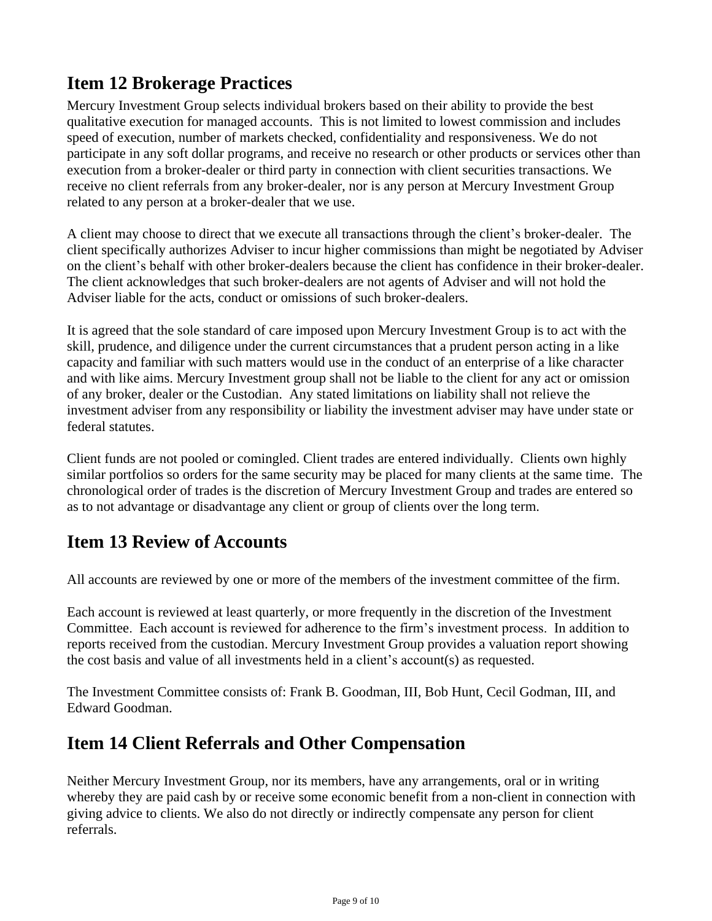## Item 12 Brokerage Practices

Mercury Investment Group selects individual brokers based on their ability to provide the best qualitative execution for managed accounts. This is not limited to lowest commission and includes speed of execution, number of markets checked, confidentiality and responsiveness. We do not participate in any soft dollar programs, and receive no research or other products or services other than execution from a broker-dealer or third party in connection with client securities transactions. We receive no client referrals from any broker-dealer, nor is any person at Mercury Investment Group related to any person at a broker-dealer that we use.

A client may choose to direct that we execute all transactions through the client's broker-dealer. The client specifically authorizes Adviser to incur higher commissions than might be negotiated by Adviser on the client's behalf with other broker-dealers because the client has confidence in their broker-dealer. The client acknowledges that such broker-dealers are not agents of Adviser and will not hold the Adviser liable for the acts, conduct or omissions of such broker-dealers.

It is agreed that the sole standard of care imposed upon Mercury Investment Group is to act with the skill, prudence, and diligence under the current circumstances that a prudent person acting in a like capacity and familiar with such matters would use in the conduct of an enterprise of a like character and with like aims. Mercury Investment group shall not be liable to the client for any act or omission of any broker, dealer or the Custodian. Any stated limitations on liability shall not relieve the investment adviser from any responsibility or liability the investment adviser may have under state or federal statutes.

Client funds are not pooled or comingled. Client trades are entered individually. Clients own highly similar portfolios so orders for the same security may be placed for many clients at the same time. The chronological order of trades is the discretion of Mercury Investment Group and trades are entered so as to not advantage or disadvantage any client or group of clients over the long term.

## Item 13 Review of Accounts

All accounts are reviewed by one or more of the members of the investment committee of the firm.

Each account is reviewed at least quarterly, or more frequently in the discretion of the Investment Committee. Each account is reviewed for adherence to the firm's investment process. In addition to reports received from the custodian. Mercury Investment Group provides a valuation report showing the cost basis and value of all investments held in a client's account(s) as requested.

The Investment Committee consists of: Frank B. Goodman, III, Bob Hunt, Cecil Godman, III, and Edward Goodman.

## Item 14 Client Referrals and Other Compensation

Neither Mercury Investment Group, nor its members, have any arrangements, oral or in writing whereby they are paid cash by or receive some economic benefit from a non-client in connection with giving advice to clients. We also do not directly or indirectly compensate any person for client referrals.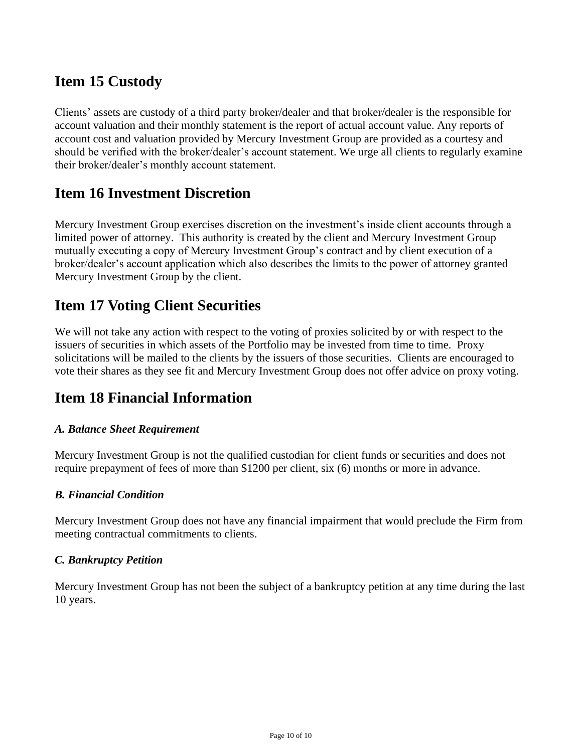## Item 15 Custody

Clients' assets are custody of a third party broker/dealer and that broker/dealer is the responsible for account valuation and their monthly statement is the report of actual account value. Any reports of account cost and valuation provided by Mercury Investment Group are provided as a courtesy and should be verified with the broker/dealer's account statement. We urge all clients to regularly examine their broker/dealer's monthly account statement.

## Item 16 Investment Discretion

Mercury Investment Group exercises discretion on the investment's inside client accounts through a limited power of attorney. This authority is created by the client and Mercury Investment Group mutually executing a copy of Mercury Investment Group's contract and by client execution of a broker/dealer's account application which also describes the limits to the power of attorney granted Mercury Investment Group by the client.

## Item 17 Voting Client Securities

We will not take any action with respect to the voting of proxies solicited by or with respect to the issuers of securities in which assets of the Portfolio may be invested from time to time. Proxy solicitations will be mailed to the clients by the issuers of those securities. Clients are encouraged to vote their shares as they see fit and Mercury Investment Group does not offer advice on proxy voting.

## Item 18 Financial Information

### *A. Balance Sheet Requirement*

Mercury Investment Group is not the qualified custodian for client funds or securities and does not require prepayment of fees of more than $1200 per client, six (6) months or more in advance.

### *B. Financial Condition*

Mercury Investment Group does not have any financial impairment that would preclude the Firm from meeting contractual commitments to clients.

### *C. Bankruptcy Petition*

Mercury Investment Group has not been the subject of a bankruptcy petition at any time during the last 10 years.